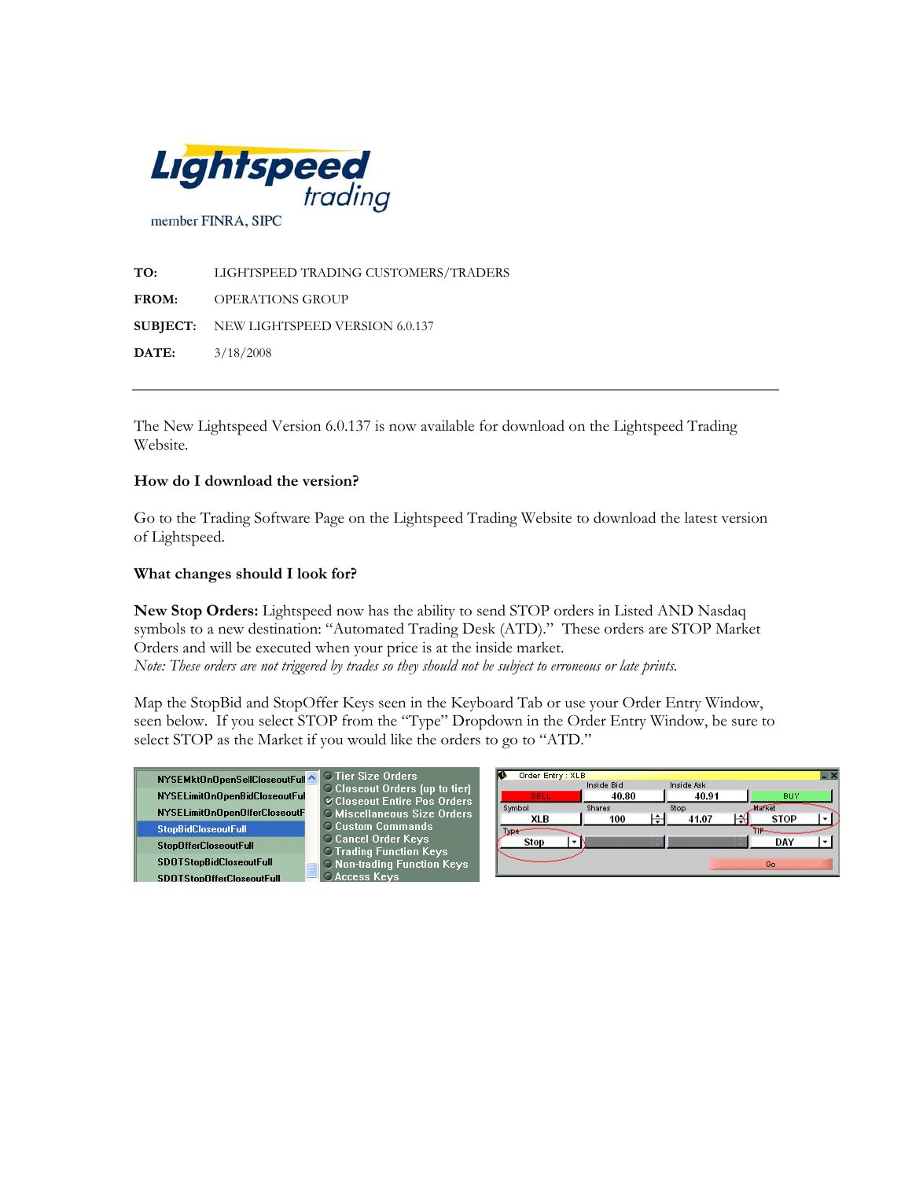**Lightspeed trading**

member FINRA, SIPC

**TO:** LIGHTSPEED TRADING CUSTOMERS/TRADERS

**FROM:** OPERATIONS GROUP

**SUBJECT:** NEW LIGHTSPEED VERSION 6.0.137

**DATE:** 3/18/2008

---

The New Lightspeed Version 6.0.137 is now available for download on the Lightspeed Trading Website.

**How do I download the version?**

Go to the Trading Software Page on the Lightspeed Trading Website to download the latest version of Lightspeed.

**What changes should I look for?**

**New Stop Orders:** Lightspeed now has the ability to send STOP orders in Listed AND Nasdaq symbols to a new destination: "Automated Trading Desk (ATD)." These orders are STOP Market Orders and will be executed when your price is at the inside market.
*Note: These orders are not triggered by trades so they should not be subject to erroneous or late prints.*

Map the StopBid and StopOffer Keys seen in the Keyboard Tab or use your Order Entry Window, seen below. If you select STOP from the "Type" Dropdown in the Order Entry Window, be sure to select STOP as the Market if you would like the orders to go to "ATD."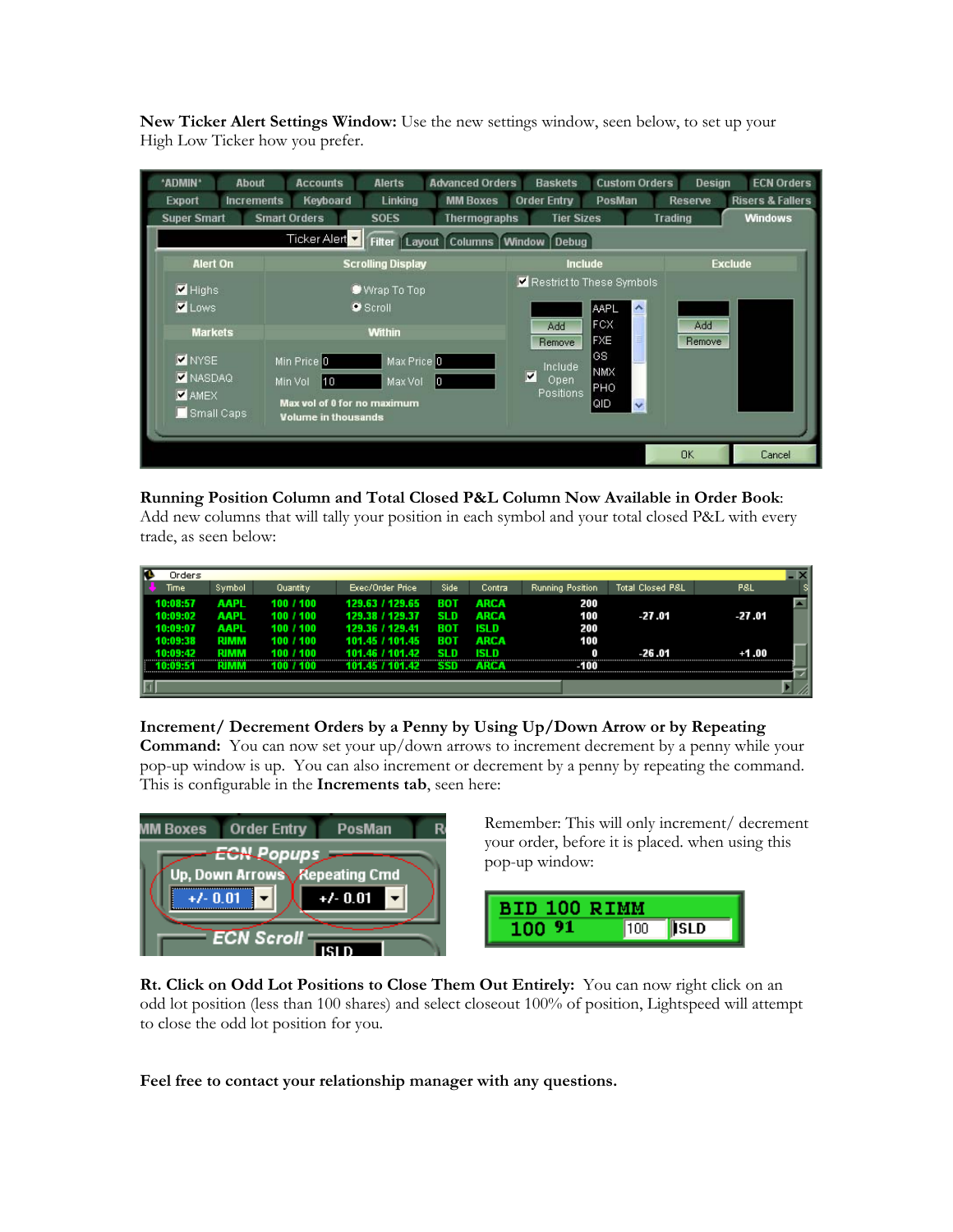**New Ticker Alert Settings Window:** Use the new settings window, seen below, to set up your High Low Ticker how you prefer.

**Running Position Column and Total Closed P&L Column Now Available in Order Book**: Add new columns that will tally your position in each symbol and your total closed P&L with every trade, as seen below:

**Increment/ Decrement Orders by a Penny by Using Up/Down Arrow or by Repeating Command:** You can now set your up/down arrows to increment decrement by a penny while your pop-up window is up. You can also increment or decrement by a penny by repeating the command. This is configurable in the **Increments tab**, seen here:

Remember: This will only increment/ decrement your order, before it is placed. when using this pop-up window:

**Rt. Click on Odd Lot Positions to Close Them Out Entirely:** You can now right click on an odd lot position (less than 100 shares) and select closeout 100% of position, Lightspeed will attempt to close the odd lot position for you.

**Feel free to contact your relationship manager with any questions.**